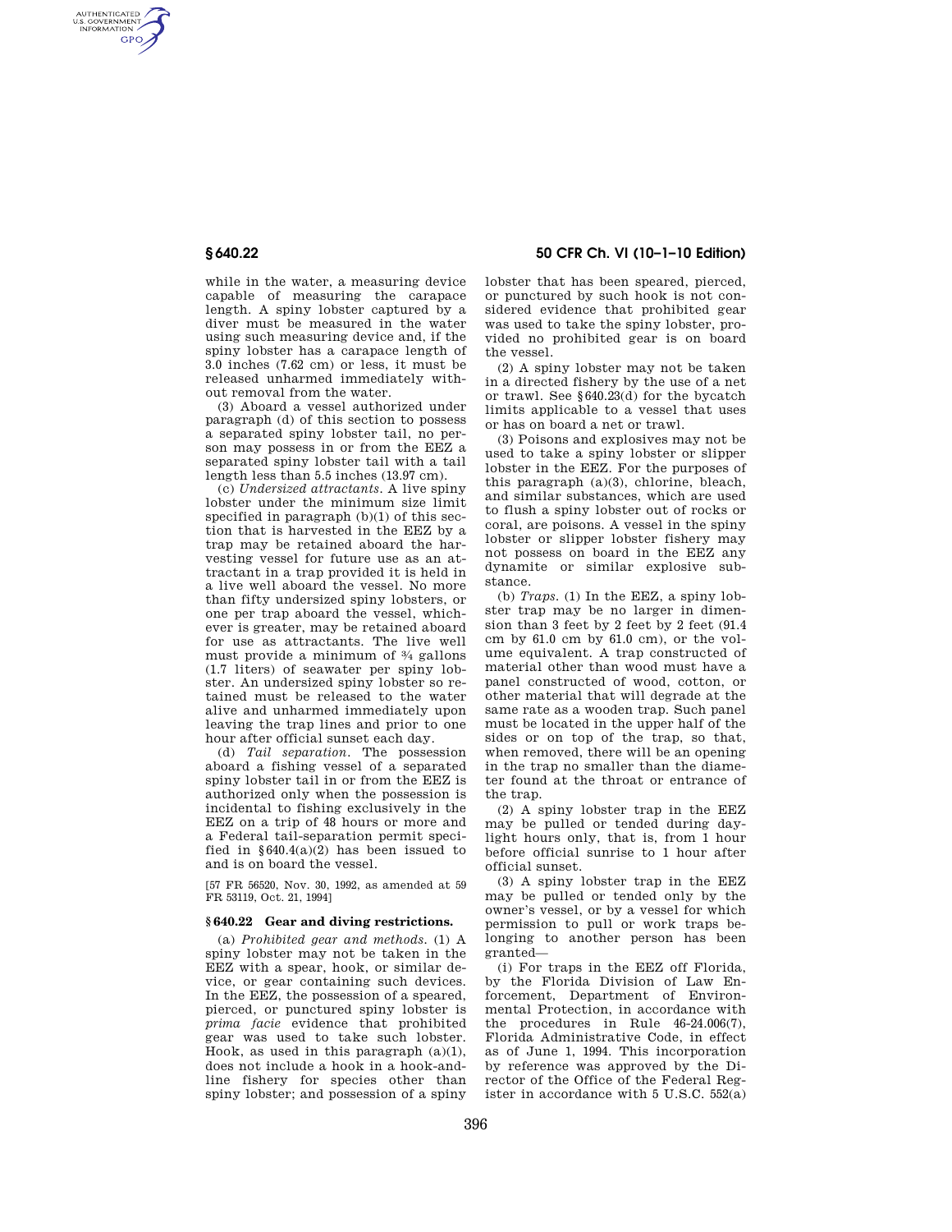while in the water, a measuring device capable of measuring the carapace length. A spiny lobster captured by a diver must be measured in the water using such measuring device and, if the spiny lobster has a carapace length of 3.0 inches (7.62 cm) or less, it must be released unharmed immediately without removal from the water.

(3) Aboard a vessel authorized under paragraph (d) of this section to possess a separated spiny lobster tail, no person may possess in or from the EEZ a separated spiny lobster tail with a tail length less than 5.5 inches (13.97 cm).

(c) *Undersized attractants.* A live spiny lobster under the minimum size limit specified in paragraph (b)(1) of this section that is harvested in the EEZ by a trap may be retained aboard the harvesting vessel for future use as an attractant in a trap provided it is held in a live well aboard the vessel. No more than fifty undersized spiny lobsters, or one per trap aboard the vessel, whichever is greater, may be retained aboard for use as attractants. The live well must provide a minimum of ¾ gallons (1.7 liters) of seawater per spiny lobster. An undersized spiny lobster so retained must be released to the water alive and unharmed immediately upon leaving the trap lines and prior to one hour after official sunset each day.

(d) *Tail separation.* The possession aboard a fishing vessel of a separated spiny lobster tail in or from the EEZ is authorized only when the possession is incidental to fishing exclusively in the EEZ on a trip of 48 hours or more and a Federal tail-separation permit specified in §640.4(a)(2) has been issued to and is on board the vessel.

[57 FR 56520, Nov. 30, 1992, as amended at 59 FR 53119, Oct. 21, 1994]

### §640.22 Gear and diving restrictions.

(a) *Prohibited gear and methods.* (1) A spiny lobster may not be taken in the EEZ with a spear, hook, or similar device, or gear containing such devices. In the EEZ, the possession of a speared, pierced, or punctured spiny lobster is *prima facie* evidence that prohibited gear was used to take such lobster. Hook, as used in this paragraph (a)(1), does not include a hook in a hook-and-line fishery for species other than spiny lobster; and possession of a spiny lobster that has been speared, pierced, or punctured by such hook is not considered evidence that prohibited gear was used to take the spiny lobster, provided no prohibited gear is on board the vessel.

(2) A spiny lobster may not be taken in a directed fishery by the use of a net or trawl. See §640.23(d) for the bycatch limits applicable to a vessel that uses or has on board a net or trawl.

(3) Poisons and explosives may not be used to take a spiny lobster or slipper lobster in the EEZ. For the purposes of this paragraph (a)(3), chlorine, bleach, and similar substances, which are used to flush a spiny lobster out of rocks or coral, are poisons. A vessel in the spiny lobster or slipper lobster fishery may not possess on board in the EEZ any dynamite or similar explosive substance.

(b) *Traps.* (1) In the EEZ, a spiny lobster trap may be no larger in dimension than 3 feet by 2 feet by 2 feet (91.4 cm by 61.0 cm by 61.0 cm), or the volume equivalent. A trap constructed of material other than wood must have a panel constructed of wood, cotton, or other material that will degrade at the same rate as a wooden trap. Such panel must be located in the upper half of the sides or on top of the trap, so that, when removed, there will be an opening in the trap no smaller than the diameter found at the throat or entrance of the trap.

(2) A spiny lobster trap in the EEZ may be pulled or tended during daylight hours only, that is, from 1 hour before official sunrise to 1 hour after official sunset.

(3) A spiny lobster trap in the EEZ may be pulled or tended only by the owner's vessel, or by a vessel for which permission to pull or work traps belonging to another person has been granted—

(i) For traps in the EEZ off Florida, by the Florida Division of Law Enforcement, Department of Environmental Protection, in accordance with the procedures in Rule 46-24.006(7), Florida Administrative Code, in effect as of June 1, 1994. This incorporation by reference was approved by the Director of the Office of the Federal Register in accordance with 5 U.S.C. 552(a)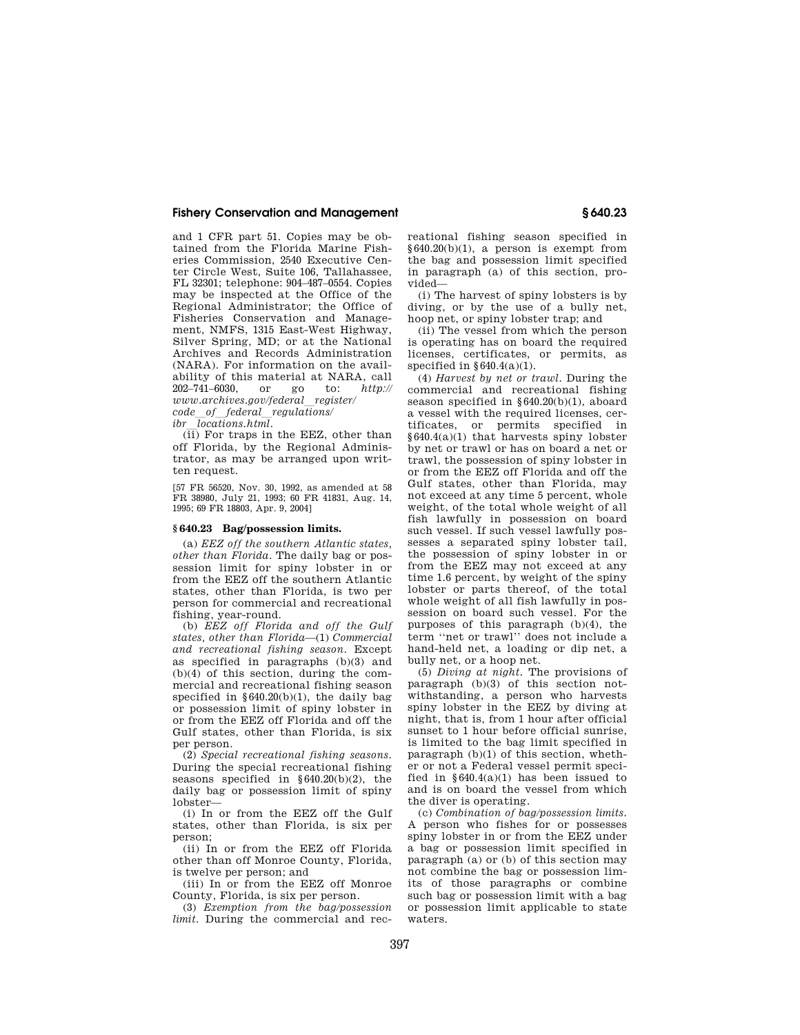and 1 CFR part 51. Copies may be obtained from the Florida Marine Fisheries Commission, 2540 Executive Center Circle West, Suite 106, Tallahassee, FL 32301; telephone: 904–487–0554. Copies may be inspected at the Office of the Regional Administrator; the Office of Fisheries Conservation and Management, NMFS, 1315 East-West Highway, Silver Spring, MD; or at the National Archives and Records Administration (NARA). For information on the availability of this material at NARA, call 202–741–6030, or go to: *http://www.archives.gov/federal_register/code_of_federal_regulations/ibr_locations.html.*

(ii) For traps in the EEZ, other than off Florida, by the Regional Administrator, as may be arranged upon written request.

[57 FR 56520, Nov. 30, 1992, as amended at 58 FR 38980, July 21, 1993; 60 FR 41831, Aug. 14, 1995; 69 FR 18803, Apr. 9, 2004]

### § 640.23 Bag/possession limits.

(a) *EEZ off the southern Atlantic states, other than Florida.* The daily bag or possession limit for spiny lobster in or from the EEZ off the southern Atlantic states, other than Florida, is two per person for commercial and recreational fishing, year-round.

(b) *EEZ off Florida and off the Gulf states, other than Florida*—(1) *Commercial and recreational fishing season.* Except as specified in paragraphs (b)(3) and (b)(4) of this section, during the commercial and recreational fishing season specified in §640.20(b)(1), the daily bag or possession limit of spiny lobster in or from the EEZ off Florida and off the Gulf states, other than Florida, is six per person.

(2) *Special recreational fishing seasons.* During the special recreational fishing seasons specified in §640.20(b)(2), the daily bag or possession limit of spiny lobster—

(i) In or from the EEZ off the Gulf states, other than Florida, is six per person;

(ii) In or from the EEZ off Florida other than off Monroe County, Florida, is twelve per person; and

(iii) In or from the EEZ off Monroe County, Florida, is six per person.

(3) *Exemption from the bag/possession limit.* During the commercial and recreational fishing season specified in §640.20(b)(1), a person is exempt from the bag and possession limit specified in paragraph (a) of this section, provided—

(i) The harvest of spiny lobsters is by diving, or by the use of a bully net, hoop net, or spiny lobster trap; and

(ii) The vessel from which the person is operating has on board the required licenses, certificates, or permits, as specified in §640.4(a)(1).

(4) *Harvest by net or trawl.* During the commercial and recreational fishing season specified in §640.20(b)(1), aboard a vessel with the required licenses, certificates, or permits specified in §640.4(a)(1) that harvests spiny lobster by net or trawl or has on board a net or trawl, the possession of spiny lobster in or from the EEZ off Florida and off the Gulf states, other than Florida, may not exceed at any time 5 percent, whole weight, of the total whole weight of all fish lawfully in possession on board such vessel. If such vessel lawfully possesses a separated spiny lobster tail, the possession of spiny lobster in or from the EEZ may not exceed at any time 1.6 percent, by weight of the spiny lobster or parts thereof, of the total whole weight of all fish lawfully in possession on board such vessel. For the purposes of this paragraph (b)(4), the term ''net or trawl'' does not include a hand-held net, a loading or dip net, a bully net, or a hoop net.

(5) *Diving at night.* The provisions of paragraph (b)(3) of this section notwithstanding, a person who harvests spiny lobster in the EEZ by diving at night, that is, from 1 hour after official sunset to 1 hour before official sunrise, is limited to the bag limit specified in paragraph (b)(1) of this section, whether or not a Federal vessel permit specified in §640.4(a)(1) has been issued to and is on board the vessel from which the diver is operating.

(c) *Combination of bag/possession limits.* A person who fishes for or possesses spiny lobster in or from the EEZ under a bag or possession limit specified in paragraph (a) or (b) of this section may not combine the bag or possession limits of those paragraphs or combine such bag or possession limit with a bag or possession limit applicable to state waters.